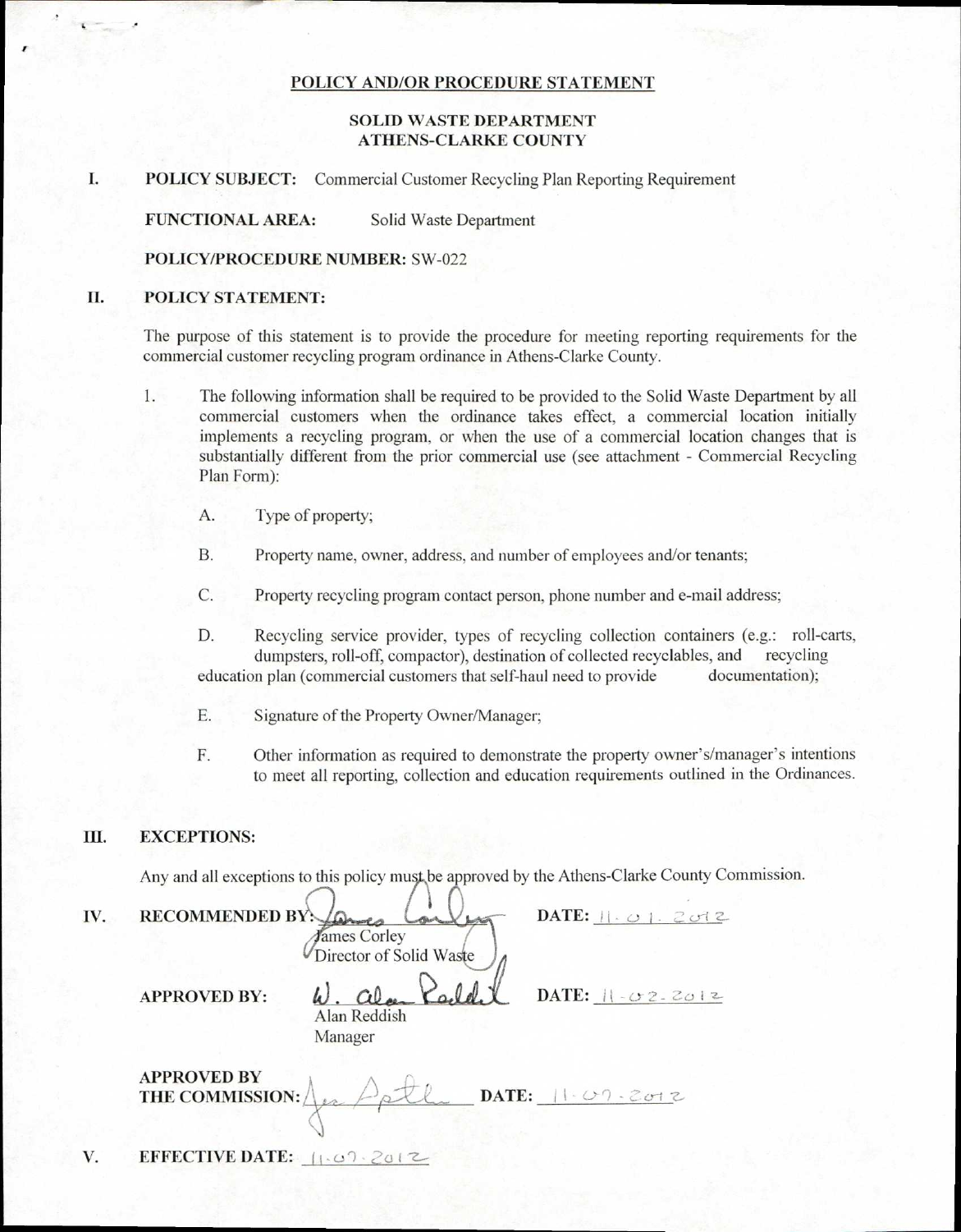# POLICY AND/OR PROCEDURE STATEMENT

## SOLID WASTE DEPARTMENT
## ATHENS-CLARKE COUNTY

**I. POLICY SUBJECT:** Commercial Customer Recycling Plan Reporting Requirement

**FUNCTIONAL AREA:** Solid Waste Department

**POLICY/PROCEDURE NUMBER:** SW-022

**II. POLICY STATEMENT:**

The purpose of this statement is to provide the procedure for meeting reporting requirements for the commercial customer recycling program ordinance in Athens-Clarke County.

1. The following information shall be required to be provided to the Solid Waste Department by all commercial customers when the ordinance takes effect, a commercial location initially implements a recycling program, or when the use of a commercial location changes that is substantially different from the prior commercial use (see attachment - Commercial Recycling Plan Form):

   A. Type of property;

   B. Property name, owner, address, and number of employees and/or tenants;

   C. Property recycling program contact person, phone number and e-mail address;

   D. Recycling service provider, types of recycling collection containers (e.g.: roll-carts, dumpsters, roll-off, compactor), destination of collected recyclables, and recycling education plan (commercial customers that self-haul need to provide documentation);

   E. Signature of the Property Owner/Manager;

   F. Other information as required to demonstrate the property owner's/manager's intentions to meet all reporting, collection and education requirements outlined in the Ordinances.

**III. EXCEPTIONS:**

Any and all exceptions to this policy must be approved by the Athens-Clarke County Commission.

**IV. RECOMMENDED BY:** James Corley, Director of Solid Waste **DATE:** 11.01.2012

**APPROVED BY:** Alan Reddish, Manager **DATE:** 11-02-2012

**APPROVED BY THE COMMISSION:** **DATE:** 11-07-2012

**V. EFFECTIVE DATE:** 11-07-2012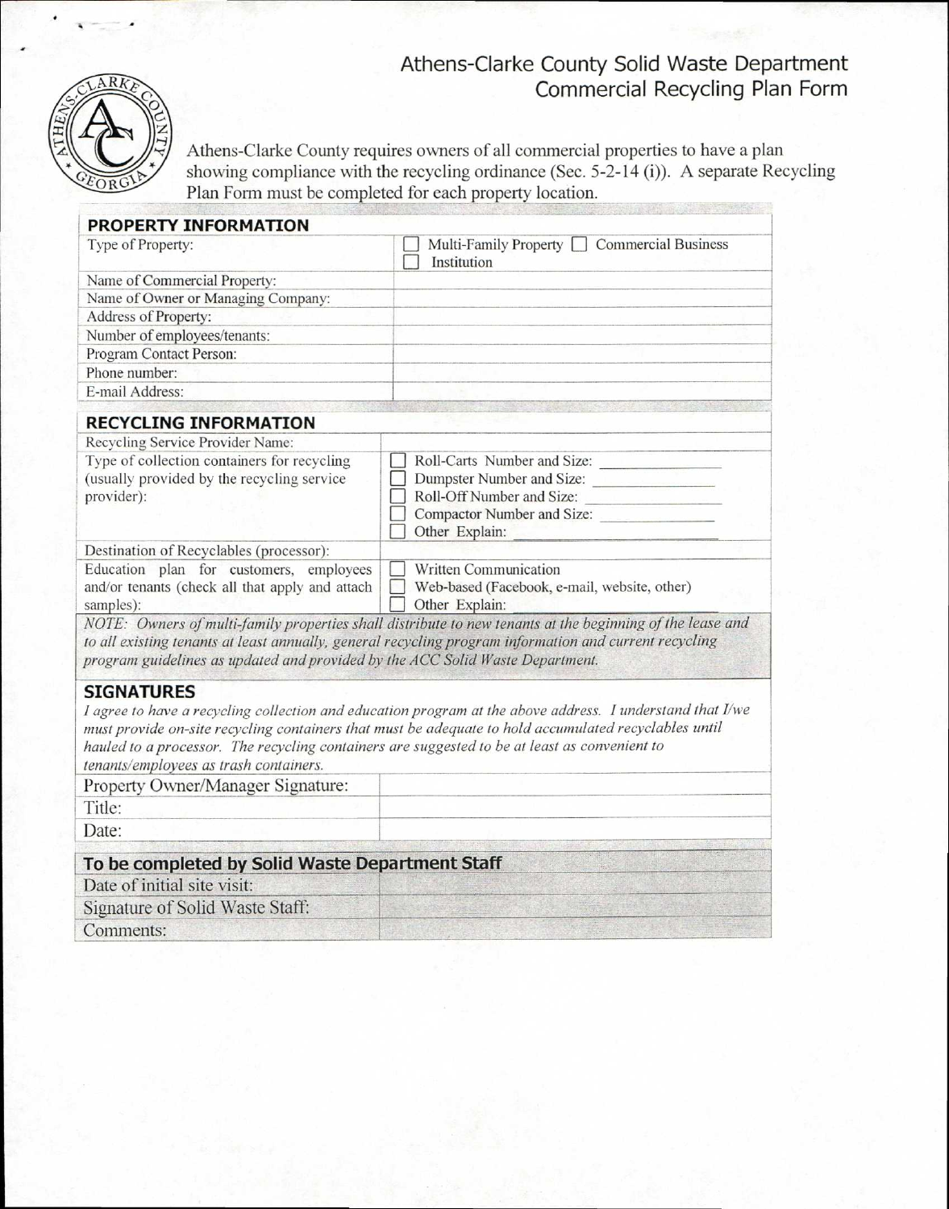# Athens-Clarke County Solid Waste Department Commercial Recycling Plan Form

Athens-Clarke County requires owners of all commercial properties to have a plan showing compliance with the recycling ordinance (Sec. 5-2-14 (i)). A separate Recycling Plan Form must be completed for each property location.

## PROPERTY INFORMATION

| | |
|---|---|
| Type of Property: | ☐ Multi-Family Property ☐ Commercial Business ☐ Institution |
| Name of Commercial Property: | |
| Name of Owner or Managing Company: | |
| Address of Property: | |
| Number of employees/tenants: | |
| Program Contact Person: | |
| Phone number: | |
| E-mail Address: | |

## RECYCLING INFORMATION

| | |
|---|---|
| Recycling Service Provider Name: | |
| Type of collection containers for recycling (usually provided by the recycling service provider): | ☐ Roll-Carts Number and Size: ________ ☐ Dumpster Number and Size: ________ ☐ Roll-Off Number and Size: ________ ☐ Compactor Number and Size: ________ ☐ Other Explain: ________ |
| Destination of Recyclables (processor): | |
| Education plan for customers, employees and/or tenants (check all that apply and attach samples): | ☐ Written Communication ☐ Web-based (Facebook, e-mail, website, other) ☐ Other Explain: ________ |

*NOTE: Owners of multi-family properties shall distribute to new tenants at the beginning of the lease and to all existing tenants at least annually, general recycling program information and current recycling program guidelines as updated and provided by the ACC Solid Waste Department.*

## SIGNATURES

*I agree to have a recycling collection and education program at the above address. I understand that I/we must provide on-site recycling containers that must be adequate to hold accumulated recyclables until hauled to a processor. The recycling containers are suggested to be at least as convenient to tenants/employees as trash containers.*

| | |
|---|---|
| Property Owner/Manager Signature: | |
| Title: | |
| Date: | |

## To be completed by Solid Waste Department Staff

| | |
|---|---|
| Date of initial site visit: | |
| Signature of Solid Waste Staff: | |
| Comments: | |